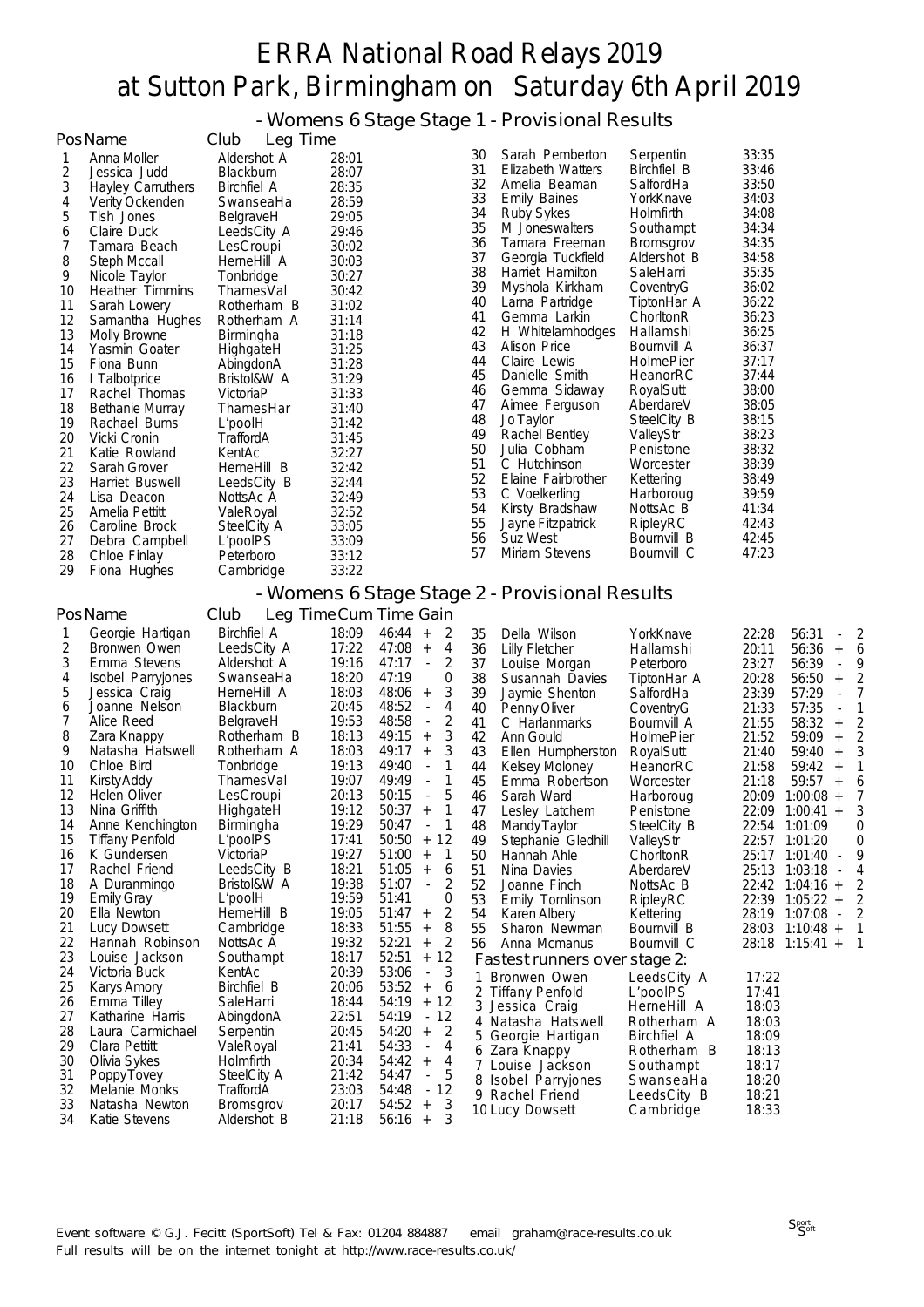# ERRA National Road Relays 2019
# at Sutton Park, Birmingham on Saturday 6th April 2019

## - Womens 6 Stage Stage 1 - Provisional Results

| Pos | Name | Club | Leg Time |
|---|---|---|---|
| 1 | Anna Moller | Aldershot A | 28:01 |
| 2 | Jessica Judd | Blackburn | 28:07 |
| 3 | Hayley Carruthers | Birchfiel A | 28:35 |
| 4 | Verity Ockenden | SwanseaHa | 28:59 |
| 5 | Tish Jones | BelgraveH | 29:05 |
| 6 | Claire Duck | LeedsCity A | 29:46 |
| 7 | Tamara Beach | LesCroupi | 30:02 |
| 8 | Steph Mccall | HerneHill A | 30:03 |
| 9 | Nicole Taylor | Tonbridge | 30:27 |
| 10 | Heather Timmins | ThamesVal | 30:42 |
| 11 | Sarah Lowery | Rotherham B | 31:02 |
| 12 | Samantha Hughes | Rotherham A | 31:14 |
| 13 | Molly Browne | Birmingha | 31:18 |
| 14 | Yasmin Goater | HighgateH | 31:25 |
| 15 | Fiona Bunn | AbingdonA | 31:28 |
| 16 | I Talbotprice | Bristol&W A | 31:29 |
| 17 | Rachel Thomas | VictoriaP | 31:33 |
| 18 | Bethanie Murray | ThamesHar | 31:40 |
| 19 | Rachael Burns | L'poolH | 31:42 |
| 20 | Vicki Cronin | TraffordA | 31:45 |
| 21 | Katie Rowland | KentAc | 32:27 |
| 22 | Sarah Grover | HerneHill B | 32:42 |
| 23 | Harriet Buswell | LeedsCity B | 32:44 |
| 24 | Lisa Deacon | NottsAc A | 32:49 |
| 25 | Amelia Pettitt | ValeRoyal | 32:52 |
| 26 | Caroline Brock | SteelCity A | 33:05 |
| 27 | Debra Campbell | L'poolPS | 33:09 |
| 28 | Chloe Finlay | Peterboro | 33:12 |
| 29 | Fiona Hughes | Cambridge | 33:22 |
| 30 | Sarah Pemberton | Serpentin | 33:35 |
| 31 | Elizabeth Watters | Birchfiel B | 33:46 |
| 32 | Amelia Beaman | SalfordHa | 33:50 |
| 33 | Emily Baines | YorkKnave | 34:03 |
| 34 | Ruby Sykes | Holmfirth | 34:08 |
| 35 | M Joneswalters | Southampt | 34:34 |
| 36 | Tamara Freeman | Bromsgrov | 34:35 |
| 37 | Georgia Tuckfield | Aldershot B | 34:58 |
| 38 | Harriet Hamilton | SaleHarri | 35:35 |
| 39 | Myshola Kirkham | CoventryG | 36:02 |
| 40 | Larna Partridge | TiptonHar A | 36:22 |
| 41 | Gemma Larkin | ChorltonR | 36:23 |
| 42 | H Whitelamhodges | Hallamshi | 36:25 |
| 43 | Alison Price | Bournvill A | 36:37 |
| 44 | Claire Lewis | HolmePier | 37:17 |
| 45 | Danielle Smith | HeanorRC | 37:44 |
| 46 | Gemma Sidaway | RoyalSutt | 38:00 |
| 47 | Aimee Ferguson | AberdareV | 38:05 |
| 48 | Jo Taylor | SteelCity B | 38:15 |
| 49 | Rachel Bentley | ValleyStr | 38:23 |
| 50 | Julia Cobham | Penistone | 38:32 |
| 51 | C Hutchinson | Worcester | 38:39 |
| 52 | Elaine Fairbrother | Kettering | 38:49 |
| 53 | C Voelkerling | Harboroug | 39:59 |
| 54 | Kirsty Bradshaw | NottsAc B | 41:34 |
| 55 | Jayne Fitzpatrick | RipleyRC | 42:43 |
| 56 | Suz West | Bournvill B | 42:45 |
| 57 | Miriam Stevens | Bournvill C | 47:23 |

## - Womens 6 Stage Stage 2 - Provisional Results

| Pos | Name | Club | Leg Time | Cum Time | Gain |
|---|---|---|---|---|---|
| 1 | Georgie Hartigan | Birchfiel A | 18:09 | 46:44 | + 2 |
| 2 | Bronwen Owen | LeedsCity A | 17:22 | 47:08 | + 4 |
| 3 | Emma Stevens | Aldershot A | 19:16 | 47:17 | - 2 |
| 4 | Isobel Parryjones | SwanseaHa | 18:20 | 47:19 | 0 |
| 5 | Jessica Craig | HerneHill A | 18:03 | 48:06 | + 3 |
| 6 | Joanne Nelson | Blackburn | 20:45 | 48:52 | - 4 |
| 7 | Alice Reed | BelgraveH | 19:53 | 48:58 | - 2 |
| 8 | Zara Knappy | Rotherham B | 18:13 | 49:15 | + 3 |
| 9 | Natasha Hatswell | Rotherham A | 18:03 | 49:17 | + 3 |
| 10 | Chloe Bird | Tonbridge | 19:13 | 49:40 | - 1 |
| 11 | Kirsty Addy | ThamesVal | 19:07 | 49:49 | - 1 |
| 12 | Helen Oliver | LesCroupi | 20:13 | 50:15 | - 5 |
| 13 | Nina Griffith | HighgateH | 19:12 | 50:37 | + 1 |
| 14 | Anne Kenchington | Birmingha | 19:29 | 50:47 | - 1 |
| 15 | Tiffany Penfold | L'poolPS | 17:41 | 50:50 | + 12 |
| 16 | K Gundersen | VictoriaP | 19:27 | 51:00 | + 1 |
| 17 | Rachel Friend | LeedsCity B | 18:21 | 51:05 | + 6 |
| 18 | A Duranmingo | Bristol&W A | 19:38 | 51:07 | - 2 |
| 19 | Emily Gray | L'poolH | 19:59 | 51:41 | 0 |
| 20 | Ella Newton | HerneHill B | 19:05 | 51:47 | + 2 |
| 21 | Lucy Dowsett | Cambridge | 18:33 | 51:55 | + 8 |
| 22 | Hannah Robinson | NottsAc A | 19:32 | 52:21 | + 2 |
| 23 | Louise Jackson | Southampt | 18:17 | 52:51 | + 12 |
| 24 | Victoria Buck | KentAc | 20:39 | 53:06 | - 3 |
| 25 | Karys Amory | Birchfiel B | 20:06 | 53:52 | + 6 |
| 26 | Emma Tilley | SaleHarri | 18:44 | 54:19 | + 12 |
| 27 | Katharine Harris | AbingdonA | 22:51 | 54:19 | - 12 |
| 28 | Laura Carmichael | Serpentin | 20:45 | 54:20 | + 2 |
| 29 | Clara Pettitt | ValeRoyal | 21:41 | 54:33 | - 4 |
| 30 | Olivia Sykes | Holmfirth | 20:34 | 54:42 | + 4 |
| 31 | Poppy Tovey | SteelCity A | 21:42 | 54:47 | - 5 |
| 32 | Melanie Monks | TraffordA | 23:03 | 54:48 | - 12 |
| 33 | Natasha Newton | Bromsgrov | 20:17 | 54:52 | + 3 |
| 34 | Katie Stevens | Aldershot B | 21:18 | 56:16 | + 3 |
| 35 | Della Wilson | YorkKnave | 22:28 | 56:31 | - 2 |
| 36 | Lilly Fletcher | Hallamshi | 20:11 | 56:36 | + 6 |
| 37 | Louise Morgan | Peterboro | 23:27 | 56:39 | - 9 |
| 38 | Susannah Davies | TiptonHar A | 20:28 | 56:50 | + 2 |
| 39 | Jaymie Shenton | SalfordHa | 23:39 | 57:29 | - 7 |
| 40 | Penny Oliver | CoventryG | 21:33 | 57:35 | - 1 |
| 41 | C Harlanmarks | Bournvill A | 21:55 | 58:32 | + 2 |
| 42 | Ann Gould | HolmePier | 21:52 | 59:09 | + 2 |
| 43 | Ellen Humpherston | RoyalSutt | 21:40 | 59:40 | + 3 |
| 44 | Kelsey Moloney | HeanorRC | 21:58 | 59:42 | + 1 |
| 45 | Emma Robertson | Worcester | 21:18 | 59:57 | + 6 |
| 46 | Sarah Ward | Harboroug | 20:09 | 1:00:08 | + 7 |
| 47 | Lesley Latchem | Penistone | 22:09 | 1:00:41 | + 3 |
| 48 | Mandy Taylor | SteelCity B | 22:54 | 1:01:09 | 0 |
| 49 | Stephanie Gledhill | ValleyStr | 22:57 | 1:01:20 | 0 |
| 50 | Hannah Ahle | ChorltonR | 25:17 | 1:01:40 | - 9 |
| 51 | Nina Davies | AberdareV | 25:13 | 1:03:18 | - 4 |
| 52 | Joanne Finch | NottsAc B | 22:42 | 1:04:16 | + 2 |
| 53 | Emily Tomlinson | RipleyRC | 22:39 | 1:05:22 | + 2 |
| 54 | Karen Albery | Kettering | 28:19 | 1:07:08 | - 2 |
| 55 | Sharon Newman | Bournvill B | 28:03 | 1:10:48 | + 1 |
| 56 | Anna Mcmanus | Bournvill C | 28:18 | 1:15:41 | + 1 |

### Fastest runners over stage 2:

| | Name | Club | Time |
|---|---|---|---|
| 1 | Bronwen Owen | LeedsCity A | 17:22 |
| 2 | Tiffany Penfold | L'poolPS | 17:41 |
| 3 | Jessica Craig | HerneHill A | 18:03 |
| 4 | Natasha Hatswell | Rotherham A | 18:03 |
| 5 | Georgie Hartigan | Birchfiel A | 18:09 |
| 6 | Zara Knappy | Rotherham B | 18:13 |
| 7 | Louise Jackson | Southampt | 18:17 |
| 8 | Isobel Parryjones | SwanseaHa | 18:20 |
| 9 | Rachel Friend | LeedsCity B | 18:21 |
| 10 | Lucy Dowsett | Cambridge | 18:33 |

Event software © G.J. Fecitt (SportSoft) Tel & Fax: 01204 884887 email graham@race-results.co.uk
Full results will be on the internet tonight at http://www.race-results.co.uk/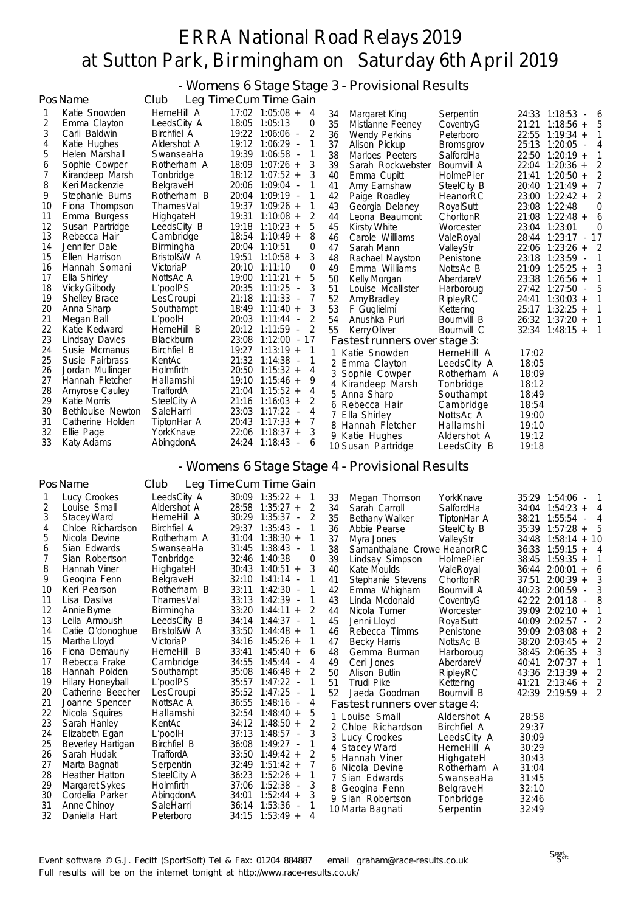# ERRA National Road Relays 2019
# at Sutton Park, Birmingham on Saturday 6th April 2019

## - Womens 6 Stage Stage 3 - Provisional Results

| Pos | Name | Club | Leg Time | Cum Time | Gain |
|---|---|---|---|---|---|
| 1 | Katie Snowden | HerneHill A | 17:02 | 1:05:08 | + 4 |
| 2 | Emma Clayton | LeedsCity A | 18:05 | 1:05:13 | 0 |
| 3 | Carli Baldwin | Birchfiel A | 19:22 | 1:06:06 | - 2 |
| 4 | Katie Hughes | Aldershot A | 19:12 | 1:06:29 | - 1 |
| 5 | Helen Marshall | SwanseaHa | 19:39 | 1:06:58 | - 1 |
| 6 | Sophie Cowper | Rotherham A | 18:09 | 1:07:26 | + 3 |
| 7 | Kirandeep Marsh | Tonbridge | 18:12 | 1:07:52 | + 3 |
| 8 | Keri Mackenzie | BelgraveH | 20:06 | 1:09:04 | - 1 |
| 9 | Stephanie Burns | Rotherham B | 20:04 | 1:09:19 | - 1 |
| 10 | Fiona Thompson | ThamesVal | 19:37 | 1:09:26 | + 1 |
| 11 | Emma Burgess | HighgateH | 19:31 | 1:10:08 | + 2 |
| 12 | Susan Partridge | LeedsCity B | 19:18 | 1:10:23 | + 5 |
| 13 | Rebecca Hair | Cambridge | 18:54 | 1:10:49 | + 8 |
| 14 | Jennifer Dale | Birmingha | 20:04 | 1:10:51 | 0 |
| 15 | Ellen Harrison | Bristol&W A | 19:51 | 1:10:58 | + 3 |
| 16 | Hannah Somani | VictoriaP | 20:10 | 1:11:10 | 0 |
| 17 | Ella Shirley | NottsAc A | 19:00 | 1:11:21 | + 5 |
| 18 | Vicky Gilbody | L'poolPS | 20:35 | 1:11:25 | - 3 |
| 19 | Shelley Brace | LesCroupi | 21:18 | 1:11:33 | - 7 |
| 20 | Anna Sharp | Southampt | 18:49 | 1:11:40 | + 3 |
| 21 | Megan Ball | L'poolH | 20:03 | 1:11:44 | - 2 |
| 22 | Katie Kedward | HerneHill B | 20:12 | 1:11:59 | - 2 |
| 23 | Lindsay Davies | Blackburn | 23:08 | 1:12:00 | - 17 |
| 24 | Susie Mcmanus | Birchfiel B | 19:27 | 1:13:19 | + 1 |
| 25 | Susie Fairbrass | KentAc | 21:32 | 1:14:38 | - 1 |
| 26 | Jordan Mullinger | Holmfirth | 20:50 | 1:15:32 | + 4 |
| 27 | Hannah Fletcher | Hallamshi | 19:10 | 1:15:46 | + 9 |
| 28 | Amyrose Cauley | TraffordA | 21:04 | 1:15:52 | + 4 |
| 29 | Katie Morris | SteelCity A | 21:16 | 1:16:03 | + 2 |
| 30 | Bethlouise Newton | SaleHarri | 23:03 | 1:17:22 | - 4 |
| 31 | Catherine Holden | TiptonHar A | 20:43 | 1:17:33 | + 7 |
| 32 | Ellie Page | YorkKnave | 22:06 | 1:18:37 | + 3 |
| 33 | Katy Adams | AbingdonA | 24:24 | 1:18:43 | - 6 |
| 34 | Margaret King | Serpentin | 24:33 | 1:18:53 | - 6 |
| 35 | Mistianne Feeney | CoventryG | 21:21 | 1:18:56 | + 5 |
| 36 | Wendy Perkins | Peterboro | 22:55 | 1:19:34 | + 1 |
| 37 | Alison Pickup | Bromsgrov | 25:13 | 1:20:05 | - 4 |
| 38 | Marloes Peeters | SalfordHa | 22:50 | 1:20:19 | + 1 |
| 39 | Sarah Rockwebster | Bournvill A | 22:04 | 1:20:36 | + 2 |
| 40 | Emma Cupitt | HolmePier | 21:41 | 1:20:50 | + 2 |
| 41 | Amy Earnshaw | SteelCity B | 20:40 | 1:21:49 | + 7 |
| 42 | Paige Roadley | HeanorRC | 23:00 | 1:22:42 | + 2 |
| 43 | Georgia Delaney | RoyalSutt | 23:08 | 1:22:48 | 0 |
| 44 | Leona Beaumont | ChorltonR | 21:08 | 1:22:48 | + 6 |
| 45 | Kirsty White | Worcester | 23:04 | 1:23:01 | 0 |
| 46 | Carole Williams | ValeRoyal | 28:44 | 1:23:17 | - 17 |
| 47 | Sarah Mann | ValleyStr | 22:06 | 1:23:26 | + 2 |
| 48 | Rachael Mayston | Penistone | 23:18 | 1:23:59 | - 1 |
| 49 | Emma Williams | NottsAc B | 21:09 | 1:25:25 | + 3 |
| 50 | Kelly Morgan | AberdareV | 23:38 | 1:26:56 | + 1 |
| 51 | Louise Mcallister | Harboroug | 27:42 | 1:27:50 | - 5 |
| 52 | Amy Bradley | RipleyRC | 24:41 | 1:30:03 | + 1 |
| 53 | F Guglielmi | Kettering | 25:17 | 1:32:25 | + 1 |
| 54 | Anushka Puri | Bournvill B | 26:32 | 1:37:20 | + 1 |
| 55 | Kerry Oliver | Bournvill C | 32:34 | 1:48:15 | + 1 |

### Fastest runners over stage 3:

| | Name | Club | Time |
|---|---|---|---|
| 1 | Katie Snowden | HerneHill A | 17:02 |
| 2 | Emma Clayton | LeedsCity A | 18:05 |
| 3 | Sophie Cowper | Rotherham A | 18:09 |
| 4 | Kirandeep Marsh | Tonbridge | 18:12 |
| 5 | Anna Sharp | Southampt | 18:49 |
| 6 | Rebecca Hair | Cambridge | 18:54 |
| 7 | Ella Shirley | NottsAc A | 19:00 |
| 8 | Hannah Fletcher | Hallamshi | 19:10 |
| 9 | Katie Hughes | Aldershot A | 19:12 |
| 10 | Susan Partridge | LeedsCity B | 19:18 |

## - Womens 6 Stage Stage 4 - Provisional Results

| Pos | Name | Club | Leg Time | Cum Time | Gain |
|---|---|---|---|---|---|
| 1 | Lucy Crookes | LeedsCity A | 30:09 | 1:35:22 | + 1 |
| 2 | Louise Small | Aldershot A | 28:58 | 1:35:27 | + 2 |
| 3 | Stacey Ward | HerneHill A | 30:29 | 1:35:37 | - 2 |
| 4 | Chloe Richardson | Birchfiel A | 29:37 | 1:35:43 | - 1 |
| 5 | Nicola Devine | Rotherham A | 31:04 | 1:38:30 | + 1 |
| 6 | Sian Edwards | SwanseaHa | 31:45 | 1:38:43 | - 1 |
| 7 | Sian Robertson | Tonbridge | 32:46 | 1:40:38 | 0 |
| 8 | Hannah Viner | HighgateH | 30:43 | 1:40:51 | + 3 |
| 9 | Geogina Fenn | BelgraveH | 32:10 | 1:41:14 | - 1 |
| 10 | Keri Pearson | Rotherham B | 33:11 | 1:42:30 | - 1 |
| 11 | Lisa Dasilva | ThamesVal | 33:13 | 1:42:39 | - 1 |
| 12 | Annie Byrne | Birmingha | 33:20 | 1:44:11 | + 2 |
| 13 | Leila Armoush | LeedsCity B | 34:14 | 1:44:37 | - 1 |
| 14 | Catie O'donoghue | Bristol&W A | 33:50 | 1:44:48 | + 1 |
| 15 | Martha Lloyd | VictoriaP | 34:16 | 1:45:26 | + 1 |
| 16 | Fiona Demauny | HerneHill B | 33:41 | 1:45:40 | + 6 |
| 17 | Rebecca Frake | Cambridge | 34:55 | 1:45:44 | - 4 |
| 18 | Hannah Polden | Southampt | 35:08 | 1:46:48 | + 2 |
| 19 | Hilary Honeyball | L'poolPS | 35:57 | 1:47:22 | - 1 |
| 20 | Catherine Beecher | LesCroupi | 35:52 | 1:47:25 | - 1 |
| 21 | Joanne Spencer | NottsAc A | 36:55 | 1:48:16 | - 4 |
| 22 | Nicola Squires | Hallamshi | 32:54 | 1:48:40 | + 5 |
| 23 | Sarah Hanley | KentAc | 34:12 | 1:48:50 | + 2 |
| 24 | Elizabeth Egan | L'poolH | 37:13 | 1:48:57 | - 3 |
| 25 | Beverley Hartigan | Birchfiel B | 36:08 | 1:49:27 | - 1 |
| 26 | Sarah Hudak | TraffordA | 33:50 | 1:49:42 | + 2 |
| 27 | Marta Bagnati | Serpentin | 32:49 | 1:51:42 | + 7 |
| 28 | Heather Hatton | SteelCity A | 36:23 | 1:52:26 | + 1 |
| 29 | Margaret Sykes | Holmfirth | 37:06 | 1:52:38 | - 3 |
| 30 | Cordelia Parker | AbingdonA | 34:01 | 1:52:44 | + 3 |
| 31 | Anne Chinoy | SaleHarri | 36:14 | 1:53:36 | - 1 |
| 32 | Daniella Hart | Peterboro | 34:15 | 1:53:49 | + 4 |
| 33 | Megan Thomson | YorkKnave | 35:29 | 1:54:06 | - 1 |
| 34 | Sarah Carroll | SalfordHa | 34:04 | 1:54:23 | + 4 |
| 35 | Bethany Walker | TiptonHar A | 38:21 | 1:55:54 | - 4 |
| 36 | Abbie Pearse | SteelCity B | 35:39 | 1:57:28 | + 5 |
| 37 | Myra Jones | ValleyStr | 34:48 | 1:58:14 | + 10 |
| 38 | Samanthajane Crowe | HeanorRC | 36:33 | 1:59:15 | + 4 |
| 39 | Lindsay Simpson | HolmePier | 38:45 | 1:59:35 | + 1 |
| 40 | Kate Moulds | ValeRoyal | 36:44 | 2:00:01 | + 6 |
| 41 | Stephanie Stevens | ChorltonR | 37:51 | 2:00:39 | + 3 |
| 42 | Emma Whigham | Bournvill A | 40:23 | 2:00:59 | - 3 |
| 43 | Linda Mcdonald | CoventryG | 42:22 | 2:01:18 | - 8 |
| 44 | Nicola Turner | Worcester | 39:09 | 2:02:10 | + 1 |
| 45 | Jenni Lloyd | RoyalSutt | 40:09 | 2:02:57 | - 2 |
| 46 | Rebecca Timms | Penistone | 39:09 | 2:03:08 | + 2 |
| 47 | Becky Harris | NottsAc B | 38:20 | 2:03:45 | + 2 |
| 48 | Gemma Burman | Harboroug | 38:45 | 2:06:35 | + 3 |
| 49 | Ceri Jones | AberdareV | 40:41 | 2:07:37 | + 1 |
| 50 | Alison Butlin | RipleyRC | 43:36 | 2:13:39 | + 2 |
| 51 | Trudi Pike | Kettering | 41:21 | 2:13:46 | + 2 |
| 52 | Jaeda Goodman | Bournvill B | 42:39 | 2:19:59 | + 2 |

### Fastest runners over stage 4:

| | Name | Club | Time |
|---|---|---|---|
| 1 | Louise Small | Aldershot A | 28:58 |
| 2 | Chloe Richardson | Birchfiel A | 29:37 |
| 3 | Lucy Crookes | LeedsCity A | 30:09 |
| 4 | Stacey Ward | HerneHill A | 30:29 |
| 5 | Hannah Viner | HighgateH | 30:43 |
| 6 | Nicola Devine | Rotherham A | 31:04 |
| 7 | Sian Edwards | SwanseaHa | 31:45 |
| 8 | Geogina Fenn | BelgraveH | 32:10 |
| 9 | Sian Robertson | Tonbridge | 32:46 |
| 10 | Marta Bagnati | Serpentin | 32:49 |

Event software © G.J. Fecitt (SportSoft) Tel & Fax: 01204 884887 email graham@race-results.co.uk
Full results will be on the internet tonight at http://www.race-results.co.uk/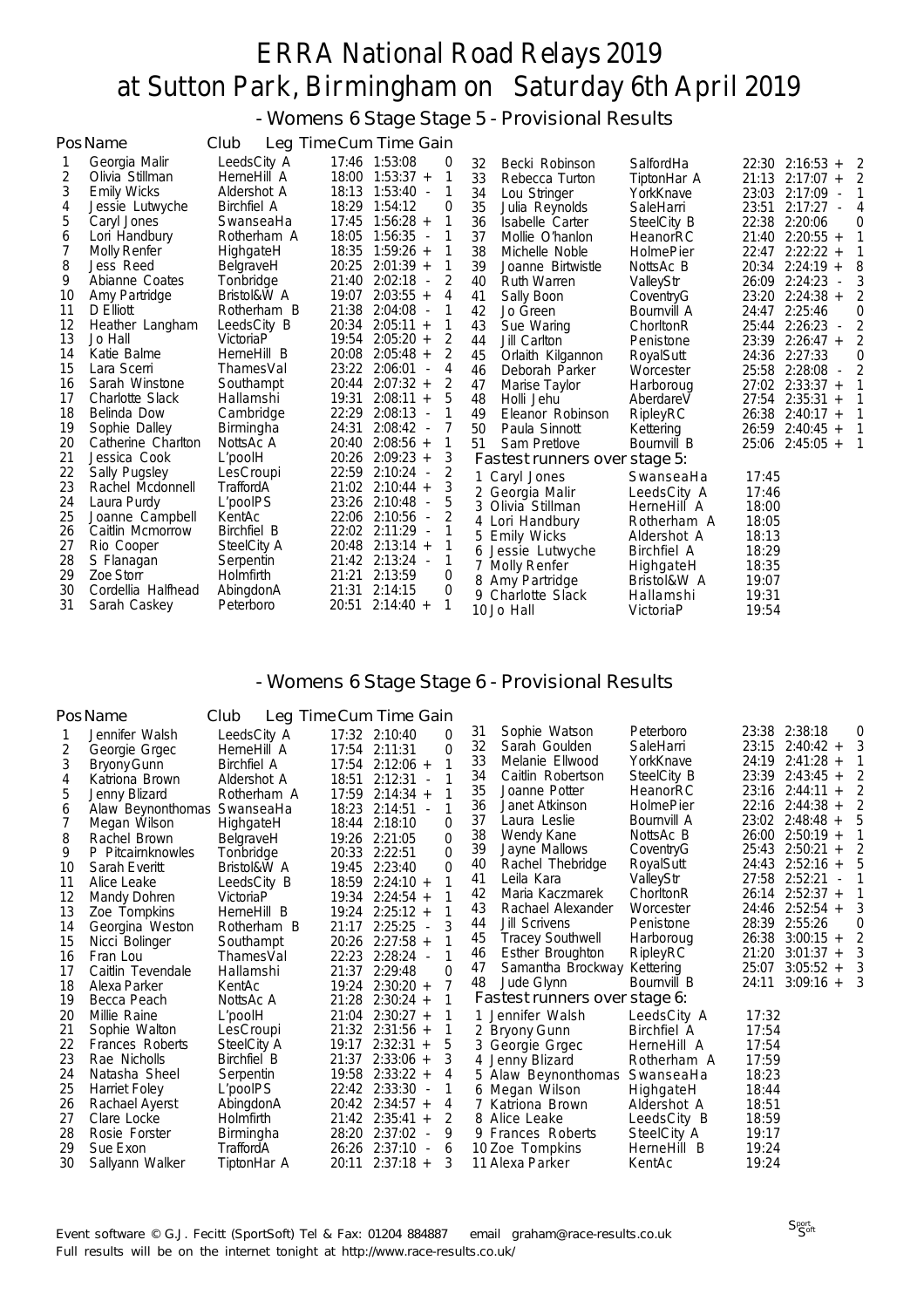# ERRA National Road Relays 2019
# at Sutton Park, Birmingham on Saturday 6th April 2019

## - Womens 6 Stage Stage 5 - Provisional Results

| Pos | Name | Club | Leg Time | Cum Time | Gain |
|---|---|---|---|---|---|
| 1 | Georgia Malir | LeedsCity A | 17:46 | 1:53:08 | 0 |
| 2 | Olivia Stillman | HerneHill A | 18:00 | 1:53:37 + | 1 |
| 3 | Emily Wicks | Aldershot A | 18:13 | 1:53:40 - | 1 |
| 4 | Jessie Lutwyche | Birchfiel A | 18:29 | 1:54:12 | 0 |
| 5 | Caryl Jones | SwanseaHa | 17:45 | 1:56:28 + | 1 |
| 6 | Lori Handbury | Rotherham A | 18:05 | 1:56:35 - | 1 |
| 7 | Molly Renfer | HighgateH | 18:35 | 1:59:26 + | 1 |
| 8 | Jess Reed | BelgraveH | 20:25 | 2:01:39 + | 1 |
| 9 | Abianne Coates | Tonbridge | 21:40 | 2:02:18 - | 2 |
| 10 | Amy Partridge | Bristol&W A | 19:07 | 2:03:55 + | 4 |
| 11 | D Elliott | Rotherham B | 21:38 | 2:04:08 - | 1 |
| 12 | Heather Langham | LeedsCity B | 20:34 | 2:05:11 + | 1 |
| 13 | Jo Hall | VictoriaP | 19:54 | 2:05:20 + | 2 |
| 14 | Katie Balme | HerneHill B | 20:08 | 2:05:48 + | 2 |
| 15 | Lara Scerri | ThamesVal | 23:22 | 2:06:01 - | 4 |
| 16 | Sarah Winstone | Southampt | 20:44 | 2:07:32 + | 2 |
| 17 | Charlotte Slack | Hallamshi | 19:31 | 2:08:11 + | 5 |
| 18 | Belinda Dow | Cambridge | 22:29 | 2:08:13 - | 1 |
| 19 | Sophie Dalley | Birmingha | 24:31 | 2:08:42 - | 7 |
| 20 | Catherine Charlton | NottsAc A | 20:40 | 2:08:56 + | 1 |
| 21 | Jessica Cook | L'poolH | 20:26 | 2:09:23 + | 3 |
| 22 | Sally Pugsley | LesCroupi | 22:59 | 2:10:24 - | 2 |
| 23 | Rachel Mcdonnell | TraffordA | 21:02 | 2:10:44 + | 3 |
| 24 | Laura Purdy | L'poolPS | 23:26 | 2:10:48 - | 5 |
| 25 | Joanne Campbell | KentAc | 22:06 | 2:10:56 - | 2 |
| 26 | Caitlin Mcmorrow | Birchfiel B | 22:02 | 2:11:29 - | 1 |
| 27 | Rio Cooper | SteelCity A | 20:48 | 2:13:14 + | 1 |
| 28 | S Flanagan | Serpentin | 21:42 | 2:13:24 - | 1 |
| 29 | Zoe Storr | Holmfirth | 21:21 | 2:13:59 | 0 |
| 30 | Cordellia Halfhead | AbingdonA | 21:31 | 2:14:15 | 0 |
| 31 | Sarah Caskey | Peterboro | 20:51 | 2:14:40 + | 1 |
| 32 | Becki Robinson | SalfordHa | 22:30 | 2:16:53 + | 2 |
| 33 | Rebecca Turton | TiptonHar A | 21:13 | 2:17:07 + | 2 |
| 34 | Lou Stringer | YorkKnave | 23:03 | 2:17:09 - | 1 |
| 35 | Julia Reynolds | SaleHarri | 23:51 | 2:17:27 - | 4 |
| 36 | Isabelle Carter | SteelCity B | 22:38 | 2:20:06 | 0 |
| 37 | Mollie O'hanlon | HeanorRC | 21:40 | 2:20:55 + | 1 |
| 38 | Michelle Noble | HolmePier | 22:47 | 2:22:22 + | 1 |
| 39 | Joanne Birtwistle | NottsAc B | 20:34 | 2:24:19 + | 8 |
| 40 | Ruth Warren | ValleyStr | 26:09 | 2:24:23 - | 3 |
| 41 | Sally Boon | CoventryG | 23:20 | 2:24:38 + | 2 |
| 42 | Jo Green | Bournvill A | 24:47 | 2:25:46 | 0 |
| 43 | Sue Waring | ChorltonR | 25:44 | 2:26:23 - | 2 |
| 44 | Jill Carlton | Penistone | 23:39 | 2:26:47 + | 2 |
| 45 | Orlaith Kilgannon | RoyalSutt | 24:36 | 2:27:33 | 0 |
| 46 | Deborah Parker | Worcester | 25:58 | 2:28:08 - | 2 |
| 47 | Marise Taylor | Harboroug | 27:02 | 2:33:37 + | 1 |
| 48 | Holli Jehu | AberdareV | 27:54 | 2:35:31 + | 1 |
| 49 | Eleanor Robinson | RipleyRC | 26:38 | 2:40:17 + | 1 |
| 50 | Paula Sinnott | Kettering | 26:59 | 2:40:45 + | 1 |
| 51 | Sam Pretlove | Bournvill B | 25:06 | 2:45:05 + | 1 |

### Fastest runners over stage 5:

| | Name | Club | Time |
|---|---|---|---|
| 1 | Caryl Jones | SwanseaHa | 17:45 |
| 2 | Georgia Malir | LeedsCity A | 17:46 |
| 3 | Olivia Stillman | HerneHill A | 18:00 |
| 4 | Lori Handbury | Rotherham A | 18:05 |
| 5 | Emily Wicks | Aldershot A | 18:13 |
| 6 | Jessie Lutwyche | Birchfiel A | 18:29 |
| 7 | Molly Renfer | HighgateH | 18:35 |
| 8 | Amy Partridge | Bristol&W A | 19:07 |
| 9 | Charlotte Slack | Hallamshi | 19:31 |
| 10 | Jo Hall | VictoriaP | 19:54 |

## - Womens 6 Stage Stage 6 - Provisional Results

| Pos | Name | Club | Leg Time | Cum Time | Gain |
|---|---|---|---|---|---|
| 1 | Jennifer Walsh | LeedsCity A | 17:32 | 2:10:40 | 0 |
| 2 | Georgie Grgec | HerneHill A | 17:54 | 2:11:31 | 0 |
| 3 | Bryony Gunn | Birchfiel A | 17:54 | 2:12:06 + | 1 |
| 4 | Katriona Brown | Aldershot A | 18:51 | 2:12:31 - | 1 |
| 5 | Jenny Blizard | Rotherham A | 17:59 | 2:14:34 + | 1 |
| 6 | Alaw Beynonthomas | SwanseaHa | 18:23 | 2:14:51 - | 1 |
| 7 | Megan Wilson | HighgateH | 18:44 | 2:18:10 | 0 |
| 8 | Rachel Brown | BelgraveH | 19:26 | 2:21:05 | 0 |
| 9 | P Pitcairnknowles | Tonbridge | 20:33 | 2:22:51 | 0 |
| 10 | Sarah Everitt | Bristol&W A | 19:45 | 2:23:40 | 0 |
| 11 | Alice Leake | LeedsCity B | 18:59 | 2:24:10 + | 1 |
| 12 | Mandy Dohren | VictoriaP | 19:34 | 2:24:54 + | 1 |
| 13 | Zoe Tompkins | HerneHill B | 19:24 | 2:25:12 + | 1 |
| 14 | Georgina Weston | Rotherham B | 21:17 | 2:25:25 - | 3 |
| 15 | Nicci Bolinger | Southampt | 20:26 | 2:27:58 + | 1 |
| 16 | Fran Lou | ThamesVal | 22:23 | 2:28:24 - | 1 |
| 17 | Caitlin Tevendale | Hallamshi | 21:37 | 2:29:48 | 0 |
| 18 | Alexa Parker | KentAc | 19:24 | 2:30:20 + | 7 |
| 19 | Becca Peach | NottsAc A | 21:28 | 2:30:24 + | 1 |
| 20 | Millie Raine | L'poolH | 21:04 | 2:30:27 + | 1 |
| 21 | Sophie Walton | LesCroupi | 21:32 | 2:31:56 + | 1 |
| 22 | Frances Roberts | SteelCity A | 19:17 | 2:32:31 + | 5 |
| 23 | Rae Nicholls | Birchfiel B | 21:37 | 2:33:06 + | 3 |
| 24 | Natasha Sheel | Serpentin | 19:58 | 2:33:22 + | 4 |
| 25 | Harriet Foley | L'poolPS | 22:42 | 2:33:30 - | 1 |
| 26 | Rachael Ayerst | AbingdonA | 20:42 | 2:34:57 + | 4 |
| 27 | Clare Locke | Holmfirth | 21:42 | 2:35:41 + | 2 |
| 28 | Rosie Forster | Birmingha | 28:20 | 2:37:02 - | 9 |
| 29 | Sue Exon | TraffordA | 26:26 | 2:37:10 - | 6 |
| 30 | Sallyann Walker | TiptonHar A | 20:11 | 2:37:18 + | 3 |
| 31 | Sophie Watson | Peterboro | 23:38 | 2:38:18 | 0 |
| 32 | Sarah Goulden | SaleHarri | 23:15 | 2:40:42 + | 3 |
| 33 | Melanie Ellwood | YorkKnave | 24:19 | 2:41:28 + | 1 |
| 34 | Caitlin Robertson | SteelCity B | 23:39 | 2:43:45 + | 2 |
| 35 | Joanne Potter | HeanorRC | 23:16 | 2:44:11 + | 2 |
| 36 | Janet Atkinson | HolmePier | 22:16 | 2:44:38 + | 2 |
| 37 | Laura Leslie | Bournvill A | 23:02 | 2:48:48 + | 5 |
| 38 | Wendy Kane | NottsAc B | 26:00 | 2:50:19 + | 1 |
| 39 | Jayne Mallows | CoventryG | 25:43 | 2:50:21 + | 2 |
| 40 | Rachel Thebridge | RoyalSutt | 24:43 | 2:52:16 + | 5 |
| 41 | Leila Kara | ValleyStr | 27:58 | 2:52:21 - | 1 |
| 42 | Maria Kaczmarek | ChorltonR | 26:14 | 2:52:37 + | 1 |
| 43 | Rachael Alexander | Worcester | 24:46 | 2:52:54 + | 3 |
| 44 | Jill Scrivens | Penistone | 28:39 | 2:55:26 | 0 |
| 45 | Tracey Southwell | Harboroug | 26:38 | 3:00:15 + | 2 |
| 46 | Esther Broughton | RipleyRC | 21:20 | 3:01:37 + | 3 |
| 47 | Samantha Brockway | Kettering | 25:07 | 3:05:52 + | 3 |
| 48 | Jude Glynn | Bournvill B | 24:11 | 3:09:16 + | 3 |

### Fastest runners over stage 6:

| | Name | Club | Time |
|---|---|---|---|
| 1 | Jennifer Walsh | LeedsCity A | 17:32 |
| 2 | Bryony Gunn | Birchfiel A | 17:54 |
| 3 | Georgie Grgec | HerneHill A | 17:54 |
| 4 | Jenny Blizard | Rotherham A | 17:59 |
| 5 | Alaw Beynonthomas | SwanseaHa | 18:23 |
| 6 | Megan Wilson | HighgateH | 18:44 |
| 7 | Katriona Brown | Aldershot A | 18:51 |
| 8 | Alice Leake | LeedsCity B | 18:59 |
| 9 | Frances Roberts | SteelCity A | 19:17 |
| 10 | Zoe Tompkins | HerneHill B | 19:24 |
| 11 | Alexa Parker | KentAc | 19:24 |

Event software © G.J. Fecitt (SportSoft) Tel & Fax: 01204 884887 email graham@race-results.co.uk
Full results will be on the internet tonight at http://www.race-results.co.uk/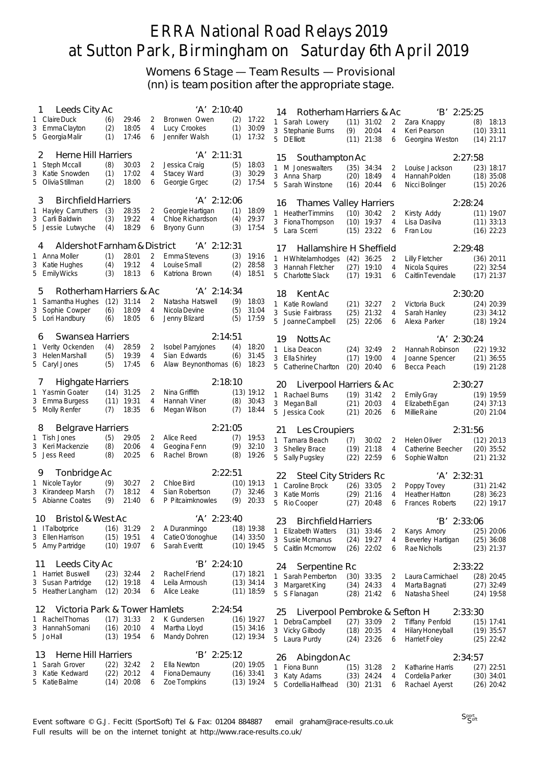# ERRA National Road Relays 2019
# at Sutton Park, Birmingham on Saturday 6th April 2019

## Womens 6 Stage — Team Results — Provisional
(nn) is team position after the appropriate stage.

### 1 Leeds City Ac 'A' 2:10:40

| Leg | Name | Pos | Time | Leg | Name | Pos | Time |
|---|---|---|---|---|---|---|---|
| 1 | Claire Duck | (6) | 29:46 | 2 | Bronwen Owen | (2) | 17:22 |
| 3 | Emma Clayton | (2) | 18:05 | 4 | Lucy Crookes | (1) | 30:09 |
| 5 | Georgia Malir | (1) | 17:46 | 6 | Jennifer Walsh | (1) | 17:32 |

### 2 Herne Hill Harriers 'A' 2:11:31

| Leg | Name | Pos | Time | Leg | Name | Pos | Time |
|---|---|---|---|---|---|---|---|
| 1 | Steph Mccall | (8) | 30:03 | 2 | Jessica Craig | (5) | 18:03 |
| 3 | Katie Snowden | (1) | 17:02 | 4 | Stacey Ward | (3) | 30:29 |
| 5 | Olivia Stillman | (2) | 18:00 | 6 | Georgie Grgec | (2) | 17:54 |

### 3 Birchfield Harriers 'A' 2:12:06

| Leg | Name | Pos | Time | Leg | Name | Pos | Time |
|---|---|---|---|---|---|---|---|
| 1 | Hayley Carruthers | (3) | 28:35 | 2 | Georgie Hartigan | (1) | 18:09 |
| 3 | Carli Baldwin | (3) | 19:22 | 4 | Chloe Richardson | (4) | 29:37 |
| 5 | Jessie Lutwyche | (4) | 18:29 | 6 | Bryony Gunn | (3) | 17:54 |

### 4 Aldershot Farnham & District 'A' 2:12:31

| Leg | Name | Pos | Time | Leg | Name | Pos | Time |
|---|---|---|---|---|---|---|---|
| 1 | Anna Moller | (1) | 28:01 | 2 | Emma Stevens | (3) | 19:16 |
| 3 | Katie Hughes | (4) | 19:12 | 4 | Louise Small | (2) | 28:58 |
| 5 | Emily Wicks | (3) | 18:13 | 6 | Katriona Brown | (4) | 18:51 |

### 5 Rotherham Harriers & Ac 'A' 2:14:34

| Leg | Name | Pos | Time | Leg | Name | Pos | Time |
|---|---|---|---|---|---|---|---|
| 1 | Samantha Hughes | (12) | 31:14 | 2 | Natasha Hatswell | (9) | 18:03 |
| 3 | Sophie Cowper | (6) | 18:09 | 4 | Nicola Devine | (5) | 31:04 |
| 5 | Lori Handbury | (6) | 18:05 | 6 | Jenny Blizard | (5) | 17:59 |

### 6 Swansea Harriers 2:14:51

| Leg | Name | Pos | Time | Leg | Name | Pos | Time |
|---|---|---|---|---|---|---|---|
| 1 | Verity Ockenden | (4) | 28:59 | 2 | Isobel Parryjones | (4) | 18:20 |
| 3 | Helen Marshall | (5) | 19:39 | 4 | Sian Edwards | (6) | 31:45 |
| 5 | Caryl Jones | (5) | 17:45 | 6 | Alaw Beynonthomas | (6) | 18:23 |

### 7 Highgate Harriers 2:18:10

| Leg | Name | Pos | Time | Leg | Name | Pos | Time |
|---|---|---|---|---|---|---|---|
| 1 | Yasmin Goater | (14) | 31:25 | 2 | Nina Griffith | (13) | 19:12 |
| 3 | Emma Burgess | (11) | 19:31 | 4 | Hannah Viner | (8) | 30:43 |
| 5 | Molly Renfer | (7) | 18:35 | 6 | Megan Wilson | (7) | 18:44 |

### 8 Belgrave Harriers 2:21:05

| Leg | Name | Pos | Time | Leg | Name | Pos | Time |
|---|---|---|---|---|---|---|---|
| 1 | Tish Jones | (5) | 29:05 | 2 | Alice Reed | (7) | 19:53 |
| 3 | Keri Mackenzie | (8) | 20:06 | 4 | Geogina Fenn | (9) | 32:10 |
| 5 | Jess Reed | (8) | 20:25 | 6 | Rachel Brown | (8) | 19:26 |

### 9 Tonbridge Ac 2:22:51

| Leg | Name | Pos | Time | Leg | Name | Pos | Time |
|---|---|---|---|---|---|---|---|
| 1 | Nicole Taylor | (9) | 30:27 | 2 | Chloe Bird | (10) | 19:13 |
| 3 | Kirandeep Marsh | (7) | 18:12 | 4 | Sian Robertson | (7) | 32:46 |
| 5 | Abianne Coates | (9) | 21:40 | 6 | P Pitcairnknowles | (9) | 20:33 |

### 10 Bristol & West Ac 'A' 2:23:40

| Leg | Name | Pos | Time | Leg | Name | Pos | Time |
|---|---|---|---|---|---|---|---|
| 1 | I Talbotprice | (16) | 31:29 | 2 | A Duranmingo | (18) | 19:38 |
| 3 | Ellen Harrison | (15) | 19:51 | 4 | Catie O'donoghue | (14) | 33:50 |
| 5 | Amy Partridge | (10) | 19:07 | 6 | Sarah Everitt | (10) | 19:45 |

### 11 Leeds City Ac 'B' 2:24:10

| Leg | Name | Pos | Time | Leg | Name | Pos | Time |
|---|---|---|---|---|---|---|---|
| 1 | Harriet Buswell | (23) | 32:44 | 2 | Rachel Friend | (17) | 18:21 |
| 3 | Susan Partridge | (12) | 19:18 | 4 | Leila Armoush | (13) | 34:14 |
| 5 | Heather Langham | (12) | 20:34 | 6 | Alice Leake | (11) | 18:59 |

### 12 Victoria Park & Tower Hamlets 2:24:54

| Leg | Name | Pos | Time | Leg | Name | Pos | Time |
|---|---|---|---|---|---|---|---|
| 1 | Rachel Thomas | (17) | 31:33 | 2 | K Gundersen | (16) | 19:27 |
| 3 | Hannah Somani | (16) | 20:10 | 4 | Martha Lloyd | (15) | 34:16 |
| 5 | Jo Hall | (13) | 19:54 | 6 | Mandy Dohren | (12) | 19:34 |

### 13 Herne Hill Harriers 'B' 2:25:12

| Leg | Name | Pos | Time | Leg | Name | Pos | Time |
|---|---|---|---|---|---|---|---|
| 1 | Sarah Grover | (22) | 32:42 | 2 | Ella Newton | (20) | 19:05 |
| 3 | Katie Kedward | (22) | 20:12 | 4 | Fiona Demauny | (16) | 33:41 |
| 5 | Katie Balme | (14) | 20:08 | 6 | Zoe Tompkins | (13) | 19:24 |

### 14 Rotherham Harriers & Ac 'B' 2:25:25

| Leg | Name | Pos | Time | Leg | Name | Pos | Time |
|---|---|---|---|---|---|---|---|
| 1 | Sarah Lowery | (11) | 31:02 | 2 | Zara Knappy | (8) | 18:13 |
| 3 | Stephanie Burns | (9) | 20:04 | 4 | Keri Pearson | (10) | 33:11 |
| 5 | D Elliott | (11) | 21:38 | 6 | Georgina Weston | (14) | 21:17 |

### 15 Southampton Ac 2:27:58

| Leg | Name | Pos | Time | Leg | Name | Pos | Time |
|---|---|---|---|---|---|---|---|
| 1 | M Joneswalters | (35) | 34:34 | 2 | Louise Jackson | (23) | 18:17 |
| 3 | Anna Sharp | (20) | 18:49 | 4 | Hannah Polden | (18) | 35:08 |
| 5 | Sarah Winstone | (16) | 20:44 | 6 | Nicci Bolinger | (15) | 20:26 |

### 16 Thames Valley Harriers 2:28:24

| Leg | Name | Pos | Time | Leg | Name | Pos | Time |
|---|---|---|---|---|---|---|---|
| 1 | Heather Timmins | (10) | 30:42 | 2 | Kirsty Addy | (11) | 19:07 |
| 3 | Fiona Thompson | (10) | 19:37 | 4 | Lisa Dasilva | (11) | 33:13 |
| 5 | Lara Scerri | (15) | 23:22 | 6 | Fran Lou | (16) | 22:23 |

### 17 Hallamshire H Sheffield 2:29:48

| Leg | Name | Pos | Time | Leg | Name | Pos | Time |
|---|---|---|---|---|---|---|---|
| 1 | H Whitelamhodges | (42) | 36:25 | 2 | Lilly Fletcher | (36) | 20:11 |
| 3 | Hannah Fletcher | (27) | 19:10 | 4 | Nicola Squires | (22) | 32:54 |
| 5 | Charlotte Slack | (17) | 19:31 | 6 | Caitlin Tevendale | (17) | 21:37 |

### 18 Kent Ac 2:30:20

| Leg | Name | Pos | Time | Leg | Name | Pos | Time |
|---|---|---|---|---|---|---|---|
| 1 | Katie Rowland | (21) | 32:27 | 2 | Victoria Buck | (24) | 20:39 |
| 3 | Susie Fairbrass | (25) | 21:32 | 4 | Sarah Hanley | (23) | 34:12 |
| 5 | Joanne Campbell | (25) | 22:06 | 6 | Alexa Parker | (18) | 19:24 |

### 19 Notts Ac 'A' 2:30:24

| Leg | Name | Pos | Time | Leg | Name | Pos | Time |
|---|---|---|---|---|---|---|---|
| 1 | Lisa Deacon | (24) | 32:49 | 2 | Hannah Robinson | (22) | 19:32 |
| 3 | Ella Shirley | (17) | 19:00 | 4 | Joanne Spencer | (21) | 36:55 |
| 5 | Catherine Charlton | (20) | 20:40 | 6 | Becca Peach | (19) | 21:28 |

### 20 Liverpool Harriers & Ac 2:30:27

| Leg | Name | Pos | Time | Leg | Name | Pos | Time |
|---|---|---|---|---|---|---|---|
| 1 | Rachael Burns | (19) | 31:42 | 2 | Emily Gray | (19) | 19:59 |
| 3 | Megan Ball | (21) | 20:03 | 4 | Elizabeth Egan | (24) | 37:13 |
| 5 | Jessica Cook | (21) | 20:26 | 6 | Millie Raine | (20) | 21:04 |

### 21 Les Croupiers 2:31:56

| Leg | Name | Pos | Time | Leg | Name | Pos | Time |
|---|---|---|---|---|---|---|---|
| 1 | Tamara Beach | (7) | 30:02 | 2 | Helen Oliver | (12) | 20:13 |
| 3 | Shelley Brace | (19) | 21:18 | 4 | Catherine Beecher | (20) | 35:52 |
| 5 | Sally Pugsley | (22) | 22:59 | 6 | Sophie Walton | (21) | 21:32 |

### 22 Steel City Striders Rc 'A' 2:32:31

| Leg | Name | Pos | Time | Leg | Name | Pos | Time |
|---|---|---|---|---|---|---|---|
| 1 | Caroline Brock | (26) | 33:05 | 2 | Poppy Tovey | (31) | 21:42 |
| 3 | Katie Morris | (29) | 21:16 | 4 | Heather Hatton | (28) | 36:23 |
| 5 | Rio Cooper | (27) | 20:48 | 6 | Frances Roberts | (22) | 19:17 |

### 23 Birchfield Harriers 'B' 2:33:06

| Leg | Name | Pos | Time | Leg | Name | Pos | Time |
|---|---|---|---|---|---|---|---|
| 1 | Elizabeth Watters | (31) | 33:46 | 2 | Karys Amory | (25) | 20:06 |
| 3 | Susie Mcmanus | (24) | 19:27 | 4 | Beverley Hartigan | (25) | 36:08 |
| 5 | Caitlin Mcmorrow | (26) | 22:02 | 6 | Rae Nicholls | (23) | 21:37 |

### 24 Serpentine Rc 2:33:22

| Leg | Name | Pos | Time | Leg | Name | Pos | Time |
|---|---|---|---|---|---|---|---|
| 1 | Sarah Pemberton | (30) | 33:35 | 2 | Laura Carmichael | (28) | 20:45 |
| 3 | Margaret King | (34) | 24:33 | 4 | Marta Bagnati | (27) | 32:49 |
| 5 | S Flanagan | (28) | 21:42 | 6 | Natasha Sheel | (24) | 19:58 |

### 25 Liverpool Pembroke & Sefton H 2:33:30

| Leg | Name | Pos | Time | Leg | Name | Pos | Time |
|---|---|---|---|---|---|---|---|
| 1 | Debra Campbell | (27) | 33:09 | 2 | Tiffany Penfold | (15) | 17:41 |
| 3 | Vicky Gilbody | (18) | 20:35 | 4 | Hilary Honeyball | (19) | 35:57 |
| 5 | Laura Purdy | (24) | 23:26 | 6 | Harriet Foley | (25) | 22:42 |

### 26 Abingdon Ac 2:34:57

| Leg | Name | Pos | Time | Leg | Name | Pos | Time |
|---|---|---|---|---|---|---|---|
| 1 | Fiona Bunn | (15) | 31:28 | 2 | Katharine Harris | (27) | 22:51 |
| 3 | Katy Adams | (33) | 24:24 | 4 | Cordelia Parker | (30) | 34:01 |
| 5 | Cordellia Halfhead | (30) | 21:31 | 6 | Rachael Ayerst | (26) | 20:42 |

Event software © G.J. Fecitt (SportSoft) Tel & Fax: 01204 884887 email graham@race-results.co.uk
Full results will be on the internet tonight at http://www.race-results.co.uk/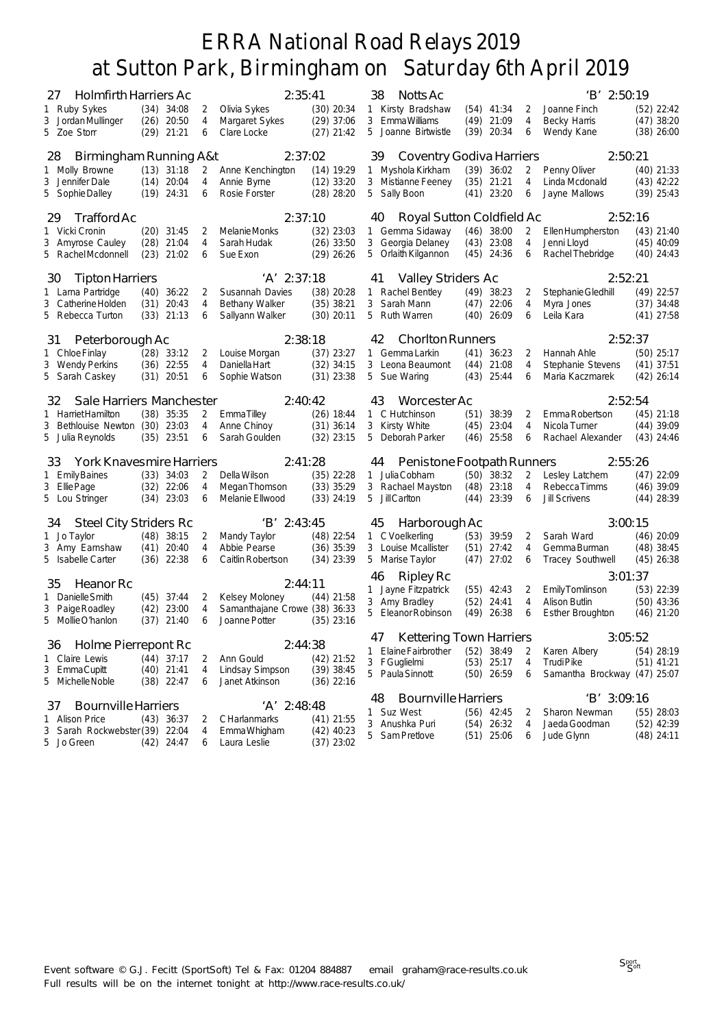# ERRA National Road Relays 2019
# at Sutton Park, Birmingham on Saturday 6th April 2019

**27 Holmfirth Harriers Ac — 2:35:41**

1 Ruby Sykes (34) 34:08 — 2 Olivia Sykes (30) 20:34
3 Jordan Mullinger (26) 20:50 — 4 Margaret Sykes (29) 37:06
5 Zoe Storr (29) 21:21 — 6 Clare Locke (27) 21:42

**28 Birmingham Running A&t — 2:37:02**

1 Molly Browne (13) 31:18 — 2 Anne Kenchington (14) 19:29
3 Jennifer Dale (14) 20:04 — 4 Annie Byrne (12) 33:20
5 Sophie Dalley (19) 24:31 — 6 Rosie Forster (28) 28:20

**29 Trafford Ac — 2:37:10**

1 Vicki Cronin (20) 31:45 — 2 Melanie Monks (32) 23:03
3 Amyrose Cauley (28) 21:04 — 4 Sarah Hudak (26) 33:50
5 Rachel Mcdonnell (23) 21:02 — 6 Sue Exon (29) 26:26

**30 Tipton Harriers 'A' — 2:37:18**

1 Larna Partridge (40) 36:22 — 2 Susannah Davies (38) 20:28
3 Catherine Holden (31) 20:43 — 4 Bethany Walker (35) 38:21
5 Rebecca Turton (33) 21:13 — 6 Sallyann Walker (30) 20:11

**31 Peterborough Ac — 2:38:18**

1 Chloe Finlay (28) 33:12 — 2 Louise Morgan (37) 23:27
3 Wendy Perkins (36) 22:55 — 4 Daniella Hart (32) 34:15
5 Sarah Caskey (31) 20:51 — 6 Sophie Watson (31) 23:38

**32 Sale Harriers Manchester — 2:40:42**

1 Harriet Hamilton (38) 35:35 — 2 Emma Tilley (26) 18:44
3 Bethlouise Newton (30) 23:03 — 4 Anne Chinoy (31) 36:14
5 Julia Reynolds (35) 23:51 — 6 Sarah Goulden (32) 23:15

**33 York Knavesmire Harriers — 2:41:28**

1 Emily Baines (33) 34:03 — 2 Della Wilson (35) 22:28
3 Ellie Page (32) 22:06 — 4 Megan Thomson (33) 35:29
5 Lou Stringer (34) 23:03 — 6 Melanie Ellwood (33) 24:19

**34 Steel City Striders Rc 'B' — 2:43:45**

1 Jo Taylor (48) 38:15 — 2 Mandy Taylor (48) 22:54
3 Amy Earnshaw (41) 20:40 — 4 Abbie Pearse (36) 35:39
5 Isabelle Carter (36) 22:38 — 6 Caitlin Robertson (34) 23:39

**35 Heanor Rc — 2:44:11**

1 Danielle Smith (45) 37:44 — 2 Kelsey Moloney (44) 21:58
3 Paige Roadley (42) 23:00 — 4 Samanthajane Crowe (38) 36:33
5 Mollie O'hanlon (37) 21:40 — 6 Joanne Potter (35) 23:16

**36 Holme Pierrepont Rc — 2:44:38**

1 Claire Lewis (44) 37:17 — 2 Ann Gould (42) 21:52
3 Emma Cupitt (40) 21:41 — 4 Lindsay Simpson (39) 38:45
5 Michelle Noble (38) 22:47 — 6 Janet Atkinson (36) 22:16

**37 Bournville Harriers 'A' — 2:48:48**

1 Alison Price (43) 36:37 — 2 C Harlanmarks (41) 21:55
3 Sarah Rockwebster (39) 22:04 — 4 Emma Whigham (42) 40:23
5 Jo Green (42) 24:47 — 6 Laura Leslie (37) 23:02

**38 Notts Ac 'B' — 2:50:19**

1 Kirsty Bradshaw (54) 41:34 — 2 Joanne Finch (52) 22:42
3 Emma Williams (49) 21:09 — 4 Becky Harris (47) 38:20
5 Joanne Birtwistle (39) 20:34 — 6 Wendy Kane (38) 26:00

**39 Coventry Godiva Harriers — 2:50:21**

1 Myshola Kirkham (39) 36:02 — 2 Penny Oliver (40) 21:33
3 Mistianne Feeney (35) 21:21 — 4 Linda Mcdonald (43) 42:22
5 Sally Boon (41) 23:20 — 6 Jayne Mallows (39) 25:43

**40 Royal Sutton Coldfield Ac — 2:52:16**

1 Gemma Sidaway (46) 38:00 — 2 Ellen Humpherston (43) 21:40
3 Georgia Delaney (43) 23:08 — 4 Jenni Lloyd (45) 40:09
5 Orlaith Kilgannon (45) 24:36 — 6 Rachel Thebridge (40) 24:43

**41 Valley Striders Ac — 2:52:21**

1 Rachel Bentley (49) 38:23 — 2 Stephanie Gledhill (49) 22:57
3 Sarah Mann (47) 22:06 — 4 Myra Jones (37) 34:48
5 Ruth Warren (40) 26:09 — 6 Leila Kara (41) 27:58

**42 Chorlton Runners — 2:52:37**

1 Gemma Larkin (41) 36:23 — 2 Hannah Ahle (50) 25:17
3 Leona Beaumont (44) 21:08 — 4 Stephanie Stevens (41) 37:51
5 Sue Waring (43) 25:44 — 6 Maria Kaczmarek (42) 26:14

**43 Worcester Ac — 2:52:54**

1 C Hutchinson (51) 38:39 — 2 Emma Robertson (45) 21:18
3 Kirsty White (45) 23:04 — 4 Nicola Turner (44) 39:09
5 Deborah Parker (46) 25:58 — 6 Rachael Alexander (43) 24:46

**44 Penistone Footpath Runners — 2:55:26**

1 Julia Cobham (50) 38:32 — 2 Lesley Latchem (47) 22:09
3 Rachael Mayston (48) 23:18 — 4 Rebecca Timms (46) 39:09
5 Jill Carlton (44) 23:39 — 6 Jill Scrivens (44) 28:39

**45 Harborough Ac — 3:00:15**

1 C Voelkerling (53) 39:59 — 2 Sarah Ward (46) 20:09
3 Louise Mcallister (51) 27:42 — 4 Gemma Burman (48) 38:45
5 Marise Taylor (47) 27:02 — 6 Tracey Southwell (45) 26:38

**46 Ripley Rc — 3:01:37**

1 Jayne Fitzpatrick (55) 42:43 — 2 Emily Tomlinson (53) 22:39
3 Amy Bradley (52) 24:41 — 4 Alison Butlin (50) 43:36
5 Eleanor Robinson (49) 26:38 — 6 Esther Broughton (46) 21:20

**47 Kettering Town Harriers — 3:05:52**

1 Elaine Fairbrother (52) 38:49 — 2 Karen Albery (54) 28:19
3 F Guglielmi (53) 25:17 — 4 Trudi Pike (51) 41:21
5 Paula Sinnott (50) 26:59 — 6 Samantha Brockway (47) 25:07

**48 Bournville Harriers 'B' — 3:09:16**

1 Suz West (56) 42:45 — 2 Sharon Newman (55) 28:03
3 Anushka Puri (54) 26:32 — 4 Jaeda Goodman (52) 42:39
5 Sam Pretlove (51) 25:06 — 6 Jude Glynn (48) 24:11

Event software © G.J. Fecitt (SportSoft) Tel & Fax: 01204 884887 email graham@race-results.co.uk
Full results will be on the internet tonight at http://www.race-results.co.uk/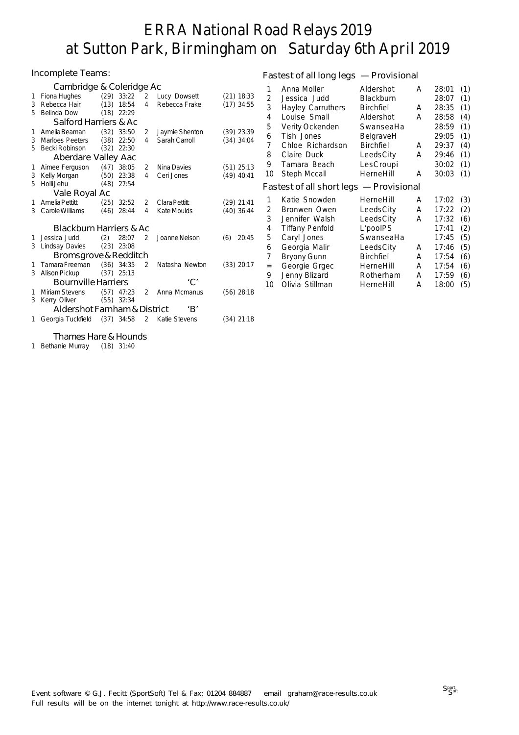# ERRA National Road Relays 2019
# at Sutton Park, Birmingham on Saturday 6th April 2019

## Incomplete Teams:

### Cambridge & Coleridge Ac

| | | | | | | | |
|---|---|---|---|---|---|---|---|
| 1 | Fiona Hughes | (29) | 33:22 | 2 | Lucy Dowsett | (21) | 18:33 |
| 3 | Rebecca Hair | (13) | 18:54 | 4 | Rebecca Frake | (17) | 34:55 |
| 5 | Belinda Dow | (18) | 22:29 | | | | |

### Salford Harriers & Ac

| | | | | | | | |
|---|---|---|---|---|---|---|---|
| 1 | Amelia Beaman | (32) | 33:50 | 2 | Jaymie Shenton | (39) | 23:39 |
| 3 | Marloes Peeters | (38) | 22:50 | 4 | Sarah Carroll | (34) | 34:04 |
| 5 | Becki Robinson | (32) | 22:30 | | | | |

### Aberdare Valley Aac

| | | | | | | | |
|---|---|---|---|---|---|---|---|
| 1 | Aimee Ferguson | (47) | 38:05 | 2 | Nina Davies | (51) | 25:13 |
| 3 | Kelly Morgan | (50) | 23:38 | 4 | Ceri Jones | (49) | 40:41 |
| 5 | Holli Jehu | (48) | 27:54 | | | | |

### Vale Royal Ac

| | | | | | | | |
|---|---|---|---|---|---|---|---|
| 1 | Amelia Pettitt | (25) | 32:52 | 2 | Clara Pettitt | (29) | 21:41 |
| 3 | Carole Williams | (46) | 28:44 | 4 | Kate Moulds | (40) | 36:44 |

### Blackburn Harriers & Ac

| | | | | | | | |
|---|---|---|---|---|---|---|---|
| 1 | Jessica Judd | (2) | 28:07 | 2 | Joanne Nelson | (6) | 20:45 |
| 3 | Lindsay Davies | (23) | 23:08 | | | | |

### Bromsgrove & Redditch

| | | | | | | | |
|---|---|---|---|---|---|---|---|
| 1 | Tamara Freeman | (36) | 34:35 | 2 | Natasha Newton | (33) | 20:17 |
| 3 | Alison Pickup | (37) | 25:13 | | | | |

### Bournville Harriers 'C'

| | | | | | | | |
|---|---|---|---|---|---|---|---|
| 1 | Miriam Stevens | (57) | 47:23 | 2 | Anna Mcmanus | (56) | 28:18 |
| 3 | Kerry Oliver | (55) | 32:34 | | | | |

### Aldershot Farnham & District 'B'

| | | | | | | | |
|---|---|---|---|---|---|---|---|
| 1 | Georgia Tuckfield | (37) | 34:58 | 2 | Katie Stevens | (34) | 21:18 |

### Thames Hare & Hounds

| | | | |
|---|---|---|---|
| 1 | Bethanie Murray | (18) | 31:40 |

## Fastest of all long legs — Provisional

| | | | | | |
|---|---|---|---|---|---|
| 1 | Anna Moller | Aldershot | A | 28:01 | (1) |
| 2 | Jessica Judd | Blackburn | | 28:07 | (1) |
| 3 | Hayley Carruthers | Birchfiel | A | 28:35 | (1) |
| 4 | Louise Small | Aldershot | A | 28:58 | (4) |
| 5 | Verity Ockenden | SwanseaHa | | 28:59 | (1) |
| 6 | Tish Jones | BelgraveH | | 29:05 | (1) |
| 7 | Chloe Richardson | Birchfiel | A | 29:37 | (4) |
| 8 | Claire Duck | LeedsCity | A | 29:46 | (1) |
| 9 | Tamara Beach | LesCroupi | | 30:02 | (1) |
| 10 | Steph Mccall | HerneHill | A | 30:03 | (1) |

## Fastest of all short legs — Provisional

| | | | | | |
|---|---|---|---|---|---|
| 1 | Katie Snowden | HerneHill | A | 17:02 | (3) |
| 2 | Bronwen Owen | LeedsCity | A | 17:22 | (2) |
| 3 | Jennifer Walsh | LeedsCity | A | 17:32 | (6) |
| 4 | Tiffany Penfold | L'poolPS | | 17:41 | (2) |
| 5 | Caryl Jones | SwanseaHa | | 17:45 | (5) |
| 6 | Georgia Malir | LeedsCity | A | 17:46 | (5) |
| 7 | Bryony Gunn | Birchfiel | A | 17:54 | (6) |
| = | Georgie Grgec | HerneHill | A | 17:54 | (6) |
| 9 | Jenny Blizard | Rotherham | A | 17:59 | (6) |
| 10 | Olivia Stillman | HerneHill | A | 18:00 | (5) |

Event software © G.J. Fecitt (SportSoft) Tel & Fax: 01204 884887 email graham@race-results.co.uk
Full results will be on the internet tonight at http://www.race-results.co.uk/